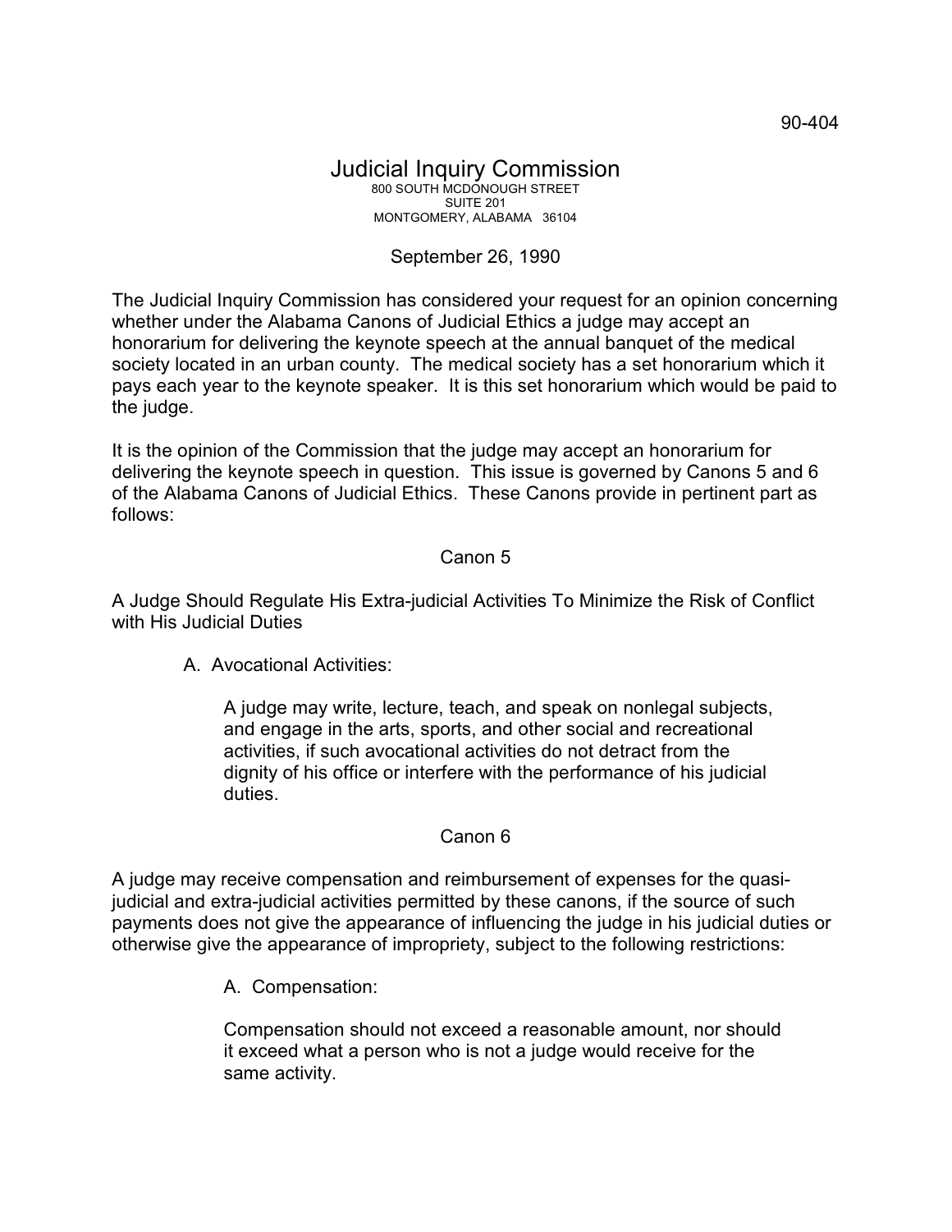90-404

# Judicial Inquiry Commission

800 SOUTH MCDONOUGH STREET
SUITE 201
MONTGOMERY, ALABAMA 36104

September 26, 1990

The Judicial Inquiry Commission has considered your request for an opinion concerning whether under the Alabama Canons of Judicial Ethics a judge may accept an honorarium for delivering the keynote speech at the annual banquet of the medical society located in an urban county. The medical society has a set honorarium which it pays each year to the keynote speaker. It is this set honorarium which would be paid to the judge.

It is the opinion of the Commission that the judge may accept an honorarium for delivering the keynote speech in question. This issue is governed by Canons 5 and 6 of the Alabama Canons of Judicial Ethics. These Canons provide in pertinent part as follows:

Canon 5

A Judge Should Regulate His Extra-judicial Activities To Minimize the Risk of Conflict with His Judicial Duties

> A. Avocational Activities:
>
> > A judge may write, lecture, teach, and speak on nonlegal subjects, and engage in the arts, sports, and other social and recreational activities, if such avocational activities do not detract from the dignity of his office or interfere with the performance of his judicial duties.

Canon 6

A judge may receive compensation and reimbursement of expenses for the quasi-judicial and extra-judicial activities permitted by these canons, if the source of such payments does not give the appearance of influencing the judge in his judicial duties or otherwise give the appearance of impropriety, subject to the following restrictions:

> A. Compensation:
>
> Compensation should not exceed a reasonable amount, nor should it exceed what a person who is not a judge would receive for the same activity.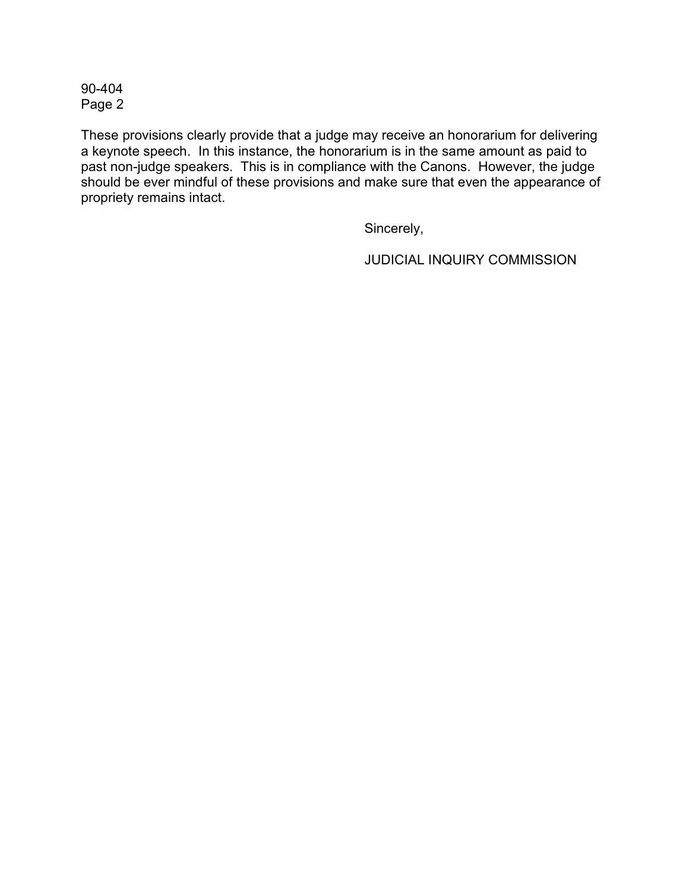These provisions clearly provide that a judge may receive an honorarium for delivering a keynote speech. In this instance, the honorarium is in the same amount as paid to past non-judge speakers. This is in compliance with the Canons. However, the judge should be ever mindful of these provisions and make sure that even the appearance of propriety remains intact.

Sincerely,

JUDICIAL INQUIRY COMMISSION